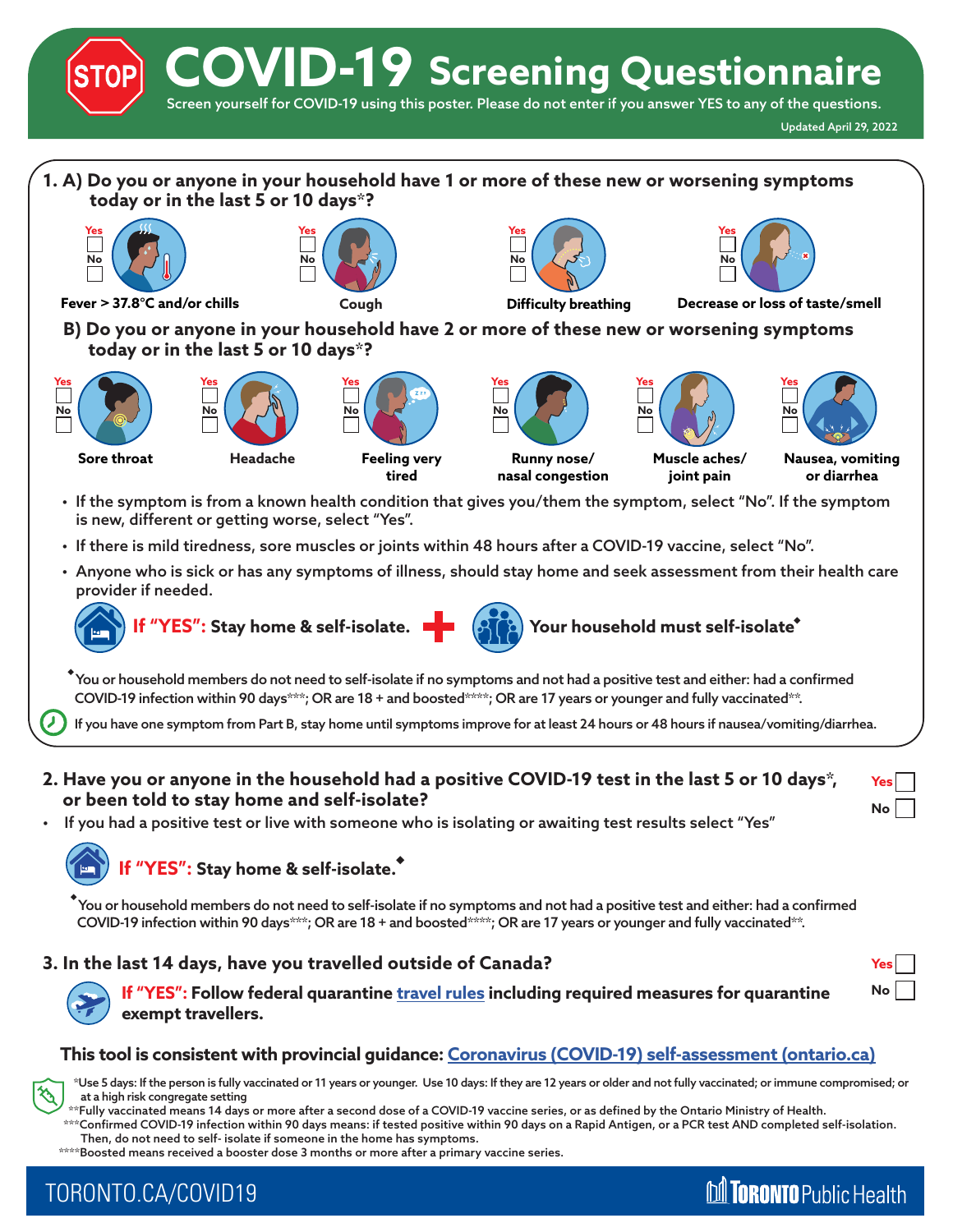# STOP COVID-19 Screening Questionnaire

Screen yourself for COVID-19 using this poster. Please do not enter if you answer YES to any of the questions.

Updated April 29, 2022

## 1. A) Do you or anyone in your household have 1 or more of these new or worsening symptoms today or in the last 5 or 10 days*?

- Yes / No — **Fever > 37.8°C and/or chills**
- Yes / No — **Cough**
- Yes / No — **Difficulty breathing**
- Yes / No — **Decrease or loss of taste/smell**

## B) Do you or anyone in your household have 2 or more of these new or worsening symptoms today or in the last 5 or 10 days*?

- Yes / No — **Sore throat**
- Yes / No — **Headache**
- Yes / No — **Feeling very tired**
- Yes / No — **Runny nose/ nasal congestion**
- Yes / No — **Muscle aches/ joint pain**
- Yes / No — **Nausea, vomiting or diarrhea**

- If the symptom is from a known health condition that gives you/them the symptom, select "No". If the symptom is new, different or getting worse, select "Yes".
- If there is mild tiredness, sore muscles or joints within 48 hours after a COVID-19 vaccine, select "No".
- Anyone who is sick or has any symptoms of illness, should stay home and seek assessment from their health care provider if needed.

**If "YES": Stay home & self-isolate.** + **Your household must self-isolate**◆

◆You or household members do not need to self-isolate if no symptoms and not had a positive test and either: had a confirmed COVID-19 infection within 90 days***; OR are 18 + and boosted****; OR are 17 years or younger and fully vaccinated**.

If you have one symptom from Part B, stay home until symptoms improve for at least 24 hours or 48 hours if nausea/vomiting/diarrhea.

## 2. Have you or anyone in the household had a positive COVID-19 test in the last 5 or 10 days*, or been told to stay home and self-isolate?

Yes / No

- If you had a positive test or live with someone who is isolating or awaiting test results select "Yes"

**If "YES": Stay home & self-isolate.**◆

◆You or household members do not need to self-isolate if no symptoms and not had a positive test and either: had a confirmed COVID-19 infection within 90 days***; OR are 18 + and boosted****; OR are 17 years or younger and fully vaccinated**.

## 3. In the last 14 days, have you travelled outside of Canada?

Yes / No

**If "YES": Follow federal quarantine travel rules including required measures for quarantine exempt travellers.**

**This tool is consistent with provincial guidance: Coronavirus (COVID-19) self-assessment (ontario.ca)**

*Use 5 days: If the person is fully vaccinated or 11 years or younger. Use 10 days: If they are 12 years or older and not fully vaccinated; or immune compromised; or at a high risk congregate setting

**Fully vaccinated means 14 days or more after a second dose of a COVID-19 vaccine series, or as defined by the Ontario Ministry of Health.

***Confirmed COVID-19 infection within 90 days means: if tested positive within 90 days on a Rapid Antigen, or a PCR test AND completed self-isolation. Then, do not need to self- isolate if someone in the home has symptoms.

****Boosted means received a booster dose 3 months or more after a primary vaccine series.

TORONTO.CA/COVID19 — Toronto Public Health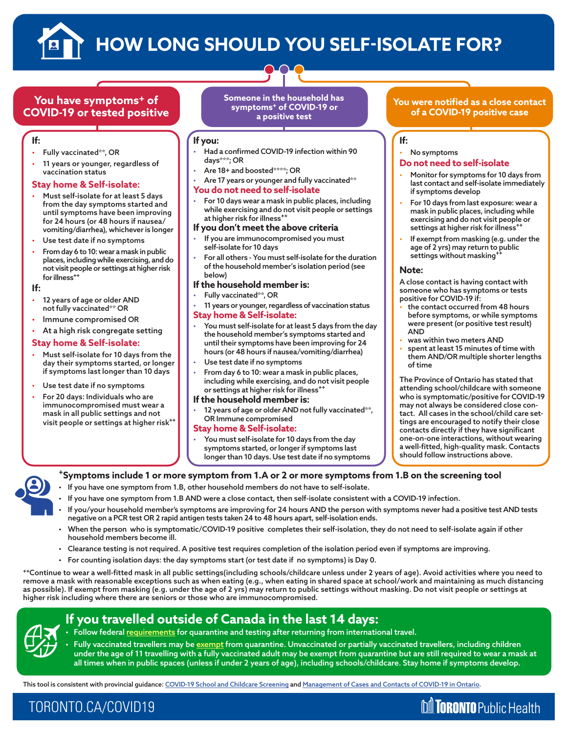# HOW LONG SHOULD YOU SELF-ISOLATE FOR?

## You have symptoms+ of COVID-19 or tested positive

**If:**

- Fully vaccinated**, OR
- 11 years or younger, regardless of vaccination status

### Stay home & Self-isolate:

- Must self-isolate for at least 5 days from the day symptoms started and until symptoms have been improving for 24 hours (or 48 hours if nausea/vomiting/diarrhea), whichever is longer
- Use test date if no symptoms
- From day 6 to 10: wear a mask in public places, including while exercising, and do not visit people or settings at higher risk for illness++

**If:**

- 12 years of age or older AND not fully vaccinated** OR
- Immune compromised OR
- At a high risk congregate setting

### Stay home & Self-isolate:

- Must self-isolate for 10 days from the day their symptoms started, or longer if symptoms last longer than 10 days
- Use test date if no symptoms
- For 20 days: Individuals who are immunocompromised must wear a mask in all public settings and not visit people or settings at higher risk++

## Someone in the household has symptoms+ of COVID-19 or a positive test

**If you:**

- Had a confirmed COVID-19 infection within 90 days***; OR
- Are 18+ and boosted****; OR
- Are 17 years or younger and fully vaccinated**

### You do not need to self-isolate

- For 10 days wear a mask in public places, including while exercising and do not visit people or settings at higher risk for illness++

**If you don't meet the above criteria**

- If you are immunocompromised you must self-isolate for 10 days
- For all others - You must self-isolate for the duration of the household member's isolation period (see below)

**If the household member is:**

- Fully vaccinated**, OR
- 11 years or younger, regardless of vaccination status

### Stay home & Self-isolate:

- You must self-isolate for at least 5 days from the day the household member's symptoms started and until their symptoms have been improving for 24 hours (or 48 hours if nausea/vomiting/diarrhea)
- Use test date if no symptoms
- From day 6 to 10: wear a mask in public places, including while exercising, and do not visit people or settings at higher risk for illness++

**If the household member is:**

- 12 years of age or older AND not fully vaccinated**, OR Immune compromised

### Stay home & Self-isolate:

- You must self-isolate for 10 days from the day symptoms started, or longer if symptoms last longer than 10 days. Use test date if no symptoms

## You were notified as a close contact of a COVID-19 positive case

**If:**

- No symptoms

### Do not need to self-isolate

- Monitor for symptoms for 10 days from last contact and self-isolate immediately if symptoms develop
- For 10 days from last exposure: wear a mask in public places, including while exercising and do not visit people or settings at higher risk for illness++
- If exempt from masking (e.g. under the age of 2 yrs) may return to public settings without masking++

**Note:**

A close contact is having contact with someone who has symptoms or tests positive for COVID-19 if:

- the contact occurred from 48 hours before symptoms, or while symptoms were present (or positive test result) AND
- was within two meters AND
- spent at least 15 minutes of time with them AND/OR multiple shorter lengths of time

The Province of Ontario has stated that attending school/childcare with someone who is symptomatic/positive for COVID-19 may not always be considered close contact. All cases in the school/child care settings are encouraged to notify their close contacts directly if they have significant one-on-one interactions, without wearing a well-fitted, high-quality mask. Contacts should follow instructions above.

**+Symptoms include 1 or more symptom from 1.A or 2 or more symptoms from 1.B on the screening tool**

- If you have one symptom from 1.B, other household members do not have to self-isolate.
- If you have one symptom from 1.B AND were a close contact, then self-isolate consistent with a COVID-19 infection.
- If you/your household member's symptoms are improving for 24 hours AND the person with symptoms never had a positive test AND tests negative on a PCR test OR 2 rapid antigen tests taken 24 to 48 hours apart, self-isolation ends.
- When the person who is symptomatic/COVID-19 positive completes their self-isolation, they do not need to self-isolate again if other household members become ill.
- Clearance testing is not required. A positive test requires completion of the isolation period even if symptoms are improving.
- For counting isolation days: the day symptoms start (or test date if no symptoms) is Day 0.

++Continue to wear a well-fitted mask in all public settings(including schools/childcare unless under 2 years of age). Avoid activities where you need to remove a mask with reasonable exceptions such as when eating (e.g., when eating in shared space at school/work and maintaining as much distancing as possible). If exempt from masking (e.g. under the age of 2 yrs) may return to public settings without masking. Do not visit people or settings at higher risk including where there are seniors or those who are immunocompromised.

## If you travelled outside of Canada in the last 14 days:

- Follow federal requirements for quarantine and testing after returning from international travel.
- Fully vaccinated travellers may be exempt from quarantine. Unvaccinated or partially vaccinated travellers, including children under the age of 11 travelling with a fully vaccinated adult may be exempt from quarantine but are still required to wear a mask at all times when in public spaces (unless if under 2 years of age), including schools/childcare. Stay home if symptoms develop.

This tool is consistent with provincial guidance: COVID-19 School and Childcare Screening and Management of Cases and Contacts of COVID-19 in Ontario.

TORONTO.CA/COVID19

Toronto Public Health